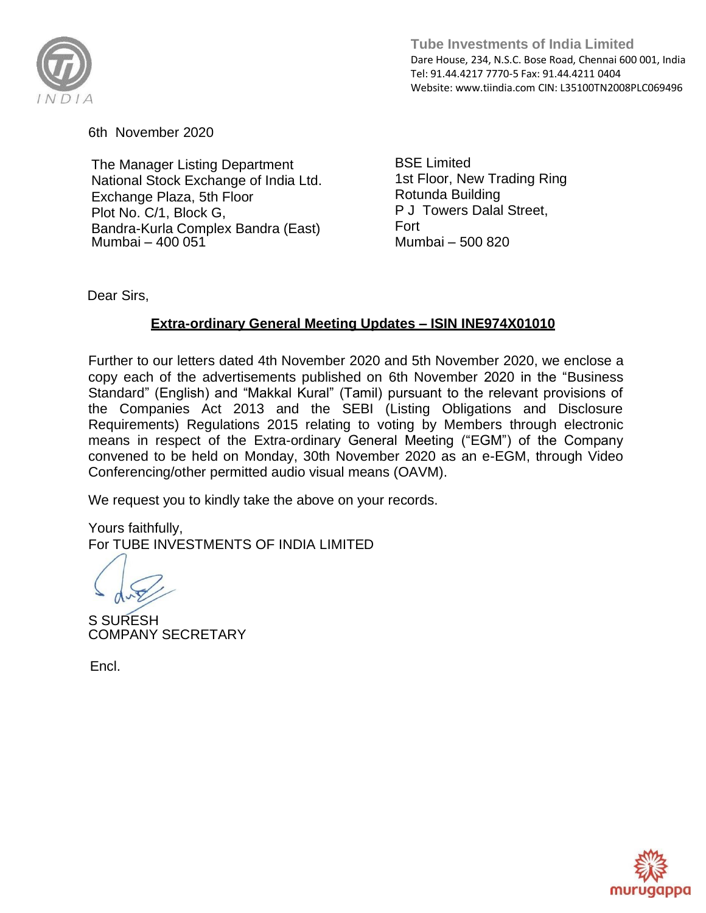**Tube Investments of India Limited**
Dare House, 234, N.S.C. Bose Road, Chennai 600 001, India
Tel: 91.44.4217 7770-5 Fax: 91.44.4211 0404
Website: www.tiindia.com CIN: L35100TN2008PLC069496

6th November 2020

The Manager Listing Department
National Stock Exchange of India Ltd.
Exchange Plaza, 5th Floor
Plot No. C/1, Block G,
Bandra-Kurla Complex Bandra (East)
Mumbai – 400 051

BSE Limited
1st Floor, New Trading Ring
Rotunda Building
P J Towers Dalal Street,
Fort
Mumbai – 500 820

Dear Sirs,

**Extra-ordinary General Meeting Updates – ISIN INE974X01010**

Further to our letters dated 4th November 2020 and 5th November 2020, we enclose a copy each of the advertisements published on 6th November 2020 in the "Business Standard" (English) and "Makkal Kural" (Tamil) pursuant to the relevant provisions of the Companies Act 2013 and the SEBI (Listing Obligations and Disclosure Requirements) Regulations 2015 relating to voting by Members through electronic means in respect of the Extra-ordinary General Meeting ("EGM") of the Company convened to be held on Monday, 30th November 2020 as an e-EGM, through Video Conferencing/other permitted audio visual means (OAVM).

We request you to kindly take the above on your records.

Yours faithfully,
For TUBE INVESTMENTS OF INDIA LIMITED

S SURESH
COMPANY SECRETARY

Encl.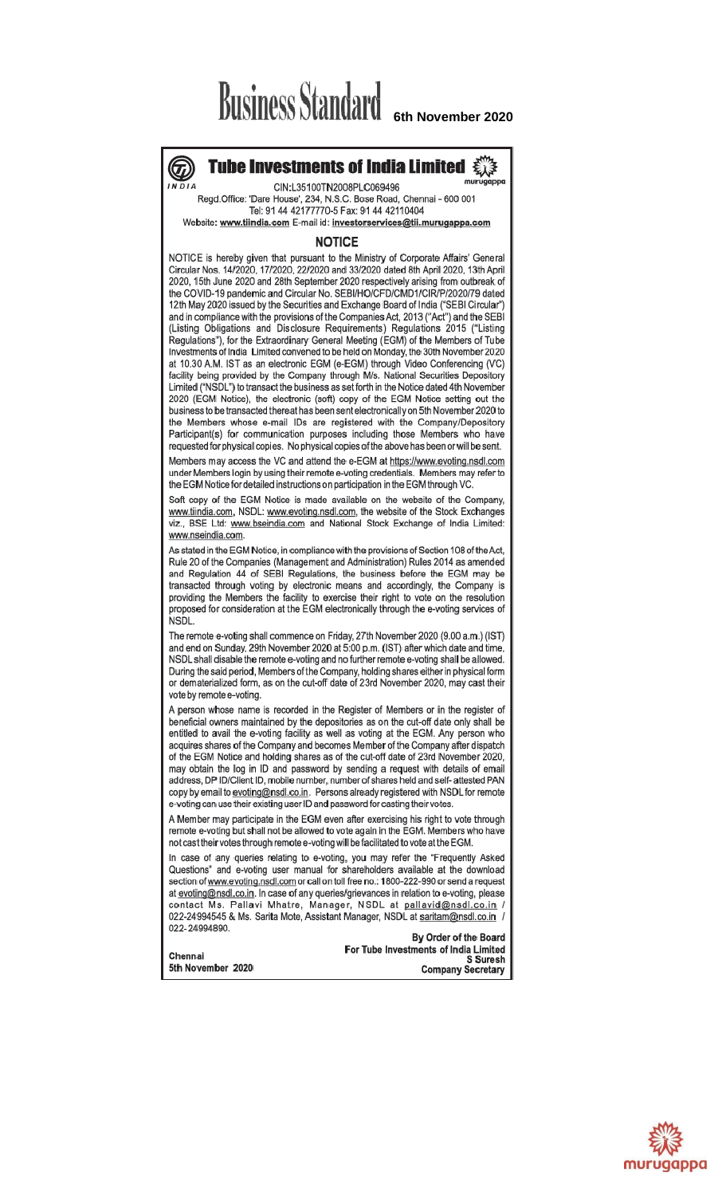# Business Standard 6th November 2020

## Tube Investments of India Limited

CIN:L35100TN2008PLC069496

Regd.Office: 'Dare House', 234, N.S.C. Bose Road, Chennai - 600 001

Tel: 91 44 42177770-5 Fax: 91 44 42110404

Website: www.tiindia.com E-mail id: investorservices@tii.murugappa.com

### NOTICE

NOTICE is hereby given that pursuant to the Ministry of Corporate Affairs' General Circular Nos. 14/2020, 17/2020, 22/2020 and 33/2020 dated 8th April 2020, 13th April 2020, 15th June 2020 and 28th September 2020 respectively arising from outbreak of the COVID-19 pandemic and Circular No. SEBI/HO/CFD/CMD1/CIR/P/2020/79 dated 12th May 2020 issued by the Securities and Exchange Board of India ("SEBI Circular") and in compliance with the provisions of the Companies Act, 2013 ("Act") and the SEBI (Listing Obligations and Disclosure Requirements) Regulations 2015 ("Listing Regulations"), for the Extraordinary General Meeting (EGM) of the Members of Tube Investments of India Limited convened to be held on Monday, the 30th November 2020 at 10.30 A.M. IST as an electronic EGM (e-EGM) through Video Conferencing (VC) facility being provided by the Company through M/s. National Securities Depository Limited ("NSDL") to transact the business as set forth in the Notice dated 4th November 2020 (EGM Notice), the electronic (soft) copy of the EGM Notice setting out the business to be transacted thereat has been sent electronically on 5th November 2020 to the Members whose e-mail IDs are registered with the Company/Depository Participant(s) for communication purposes including those Members who have requested for physical copies. No physical copies of the above has been or will be sent.

Members may access the VC and attend the e-EGM at https://www.evoting.nsdl.com under Members login by using their remote e-voting credentials. Members may refer to the EGM Notice for detailed instructions on participation in the EGM through VC.

Soft copy of the EGM Notice is made available on the website of the Company, www.tiindia.com, NSDL: www.evoting.nsdl.com, the website of the Stock Exchanges viz., BSE Ltd: www.bseindia.com and National Stock Exchange of India Limited: www.nseindia.com.

As stated in the EGM Notice, in compliance with the provisions of Section 108 of the Act, Rule 20 of the Companies (Management and Administration) Rules 2014 as amended and Regulation 44 of SEBI Regulations, the business before the EGM may be transacted through voting by electronic means and accordingly, the Company is providing the Members the facility to exercise their right to vote on the resolution proposed for consideration at the EGM electronically through the e-voting services of NSDL.

The remote e-voting shall commence on Friday, 27th November 2020 (9.00 a.m.) (IST) and end on Sunday, 29th November 2020 at 5:00 p.m. (IST) after which date and time, NSDL shall disable the remote e-voting and no further remote e-voting shall be allowed. During the said period, Members of the Company, holding shares either in physical form or dematerialized form, as on the cut-off date of 23rd November 2020, may cast their vote by remote e-voting.

A person whose name is recorded in the Register of Members or in the register of beneficial owners maintained by the depositories as on the cut-off date only shall be entitled to avail the e-voting facility as well as voting at the EGM. Any person who acquires shares of the Company and becomes Member of the Company after dispatch of the EGM Notice and holding shares as of the cut-off date of 23rd November 2020, may obtain the log in ID and password by sending a request with details of email address, DP ID/Client ID, mobile number, number of shares held and self- attested PAN copy by email to evoting@nsdl.co.in. Persons already registered with NSDL for remote e-voting can use their existing user ID and password for casting their votes.

A Member may participate in the EGM even after exercising his right to vote through remote e-voting but shall not be allowed to vote again in the EGM. Members who have not cast their votes through remote e-voting will be facilitated to vote at the EGM.

In case of any queries relating to e-voting, you may refer the "Frequently Asked Questions" and e-voting user manual for shareholders available at the download section of www.evoting.nsdl.com or call on toll free no.: 1800-222-990 or send a request at evoting@nsdl.co.in. In case of any queries/grievances in relation to e-voting, please contact Ms. Pallavi Mhatre, Manager, NSDL at pallavid@nsdl.co.in / 022-24994545 & Ms. Sarita Mote, Assistant Manager, NSDL at saritam@nsdl.co.in / 022-24994890.

By Order of the Board
For Tube Investments of India Limited
S Suresh
Company Secretary

Chennai
5th November 2020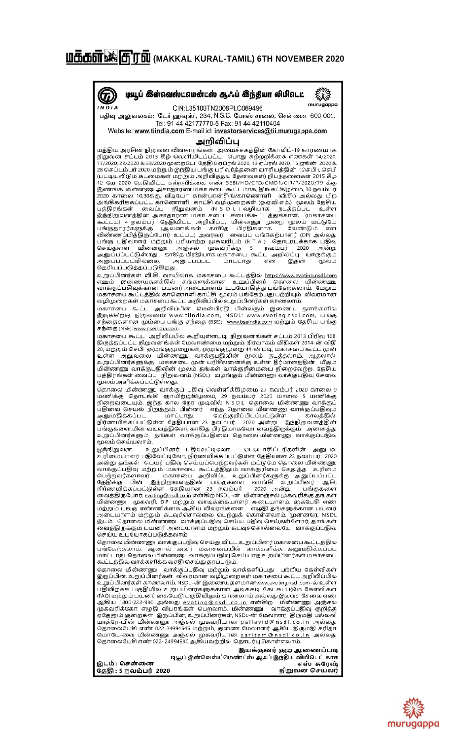**மக்கள் குரல் (MAKKAL KURAL-TAMIL) 6TH NOVEMBER 2020**

# டியூப் இன்வெஸ்ட்மென்ட்ஸ் ஆஃப் இந்தியா லிமிடெட்

CIN:L35100TN2008PLC069496

பதிவு அலுவலகம்: 'டேர் ஹவுஸ்', 234, N.S.C. போஸ் சாலை, சென்னை 600 001.

Tel: 91 44 42177770-5 Fax: 91 44 42110404

Website: www.tiindia.com E-mail id: investorservices@tii.murugappa.com

## அறிவிப்பு

மத்திய அரசின் நிறுவன விவகாரங்கள் அமைச்சகத்தின் கோவிட்-19 காரணமாக நிறுவன சட்டம் 2013 கீழ் வெளியிடப்பட்ட பொது சுற்றறிக்கை எண்கள் 14/2020, 17/2020, 22/2020 & 33/2020 முறையே தேதி 8 ஏப்ரல் 2020, 13 ஏப்ரல் 2020, 15 ஜூன் 2020 & 28 செப்டம்பர் 2020 மற்றும் இந்திய பங்கு பரிவர்த்தனை வாரியத்தின் (செபி), செபி (பட்டியலிடும் கடமைகள் மற்றும் அறிவித்தல் தேவைகள்) நிபந்தனைகள் 2015 கீழ் 12 மே 2020 தேதியிட்ட சுற்றறிக்கை எண் SEBI/HO/CFD/CMD1/CIR/P/2020/79-க்கு இணங்க, மின்னணு அசாதாரண மகா சபை கூட்டமாக, திங்கட்கிழமை, 30 நவம்பர் 2020 காலை 10.30க்கு, வீடியோ கான்பரன்சிங்/காணொளி (வி.சி.) அல்லது பிற அங்கீகரிக்கப்பட்ட காணொளி காட்சி வழிமுறைகள் (ஓ.ஏ.வி.எம்.) மூலம் தேசிய பத்திரங்கள் வைப்பு நிறுவனம் (N S D L) வழியாக நடத்தப்பட உள்ள இந்நிறுவனத்தின் அசாதாரண மகா சபை சபைக்கூட்டத்துக்கான (மகாசபை கூட்டம்) 4 நவம்பர் தேதியிட்ட அறிவிப்பு, மின்னணு முறை மூலம் மட்டுமே பங்குதாரர்களுக்கு (ஆவணங்கள் காகித பிரதிகளாக வேண்டும் என விண்ணப்பித்திருப்போர் உட்பட) அவரவர் வைப்பு பங்கேற்பாளர் (DP) அல்லது பங்கு பதிவாளர் மற்றும் பரிமாற்ற முகவரிடம் (R T A) தொடர்புக்காக பதிவு செய்துள்ள மின்னணு அஞ்சல் முகவரிக்கு 5 நவம்பர் 2020 அன்று அனுப்பப்பட்டுள்ளது. காகித பிரதியாக மகாசபை கூட்ட அறிவிப்பு யாருக்கும் அனுப்பப்படவில்லை, அனுப்பப்பட மாட்டாது என இதன் மூலம் தெரியப்படுத்தப்படுகிறது.

உறுப்பினர்கள் வி.சி. வாயிலாக மகாசபை கூட்டத்தில் https://www.evoting.nsdl.com எனும் இணையளகளத்தில் தங்களுக்கான உறுப்பினர் தொலை மின்னணு வாக்குப்பதிவுக்கான பயனர் அடையாளம் உபயோகித்து பங்கேற்கலாம். மேலும் மகாசபை கூட்டத்தில் காணொளி காட்சி மூலம் பங்கேற்பது பற்றியும் விவரமான வழிமுறைகள் மகாசபை கூட்ட அறிவிப்பில் உறுப்பினர்கள் காணலாம்.

மகாசபை கூட்ட அறிவிப்பின் மென்பிரதி பின்வரும் இணைய தளங்களில் இருக்கிறது. நிறுவனம்: www.tiindia.com, NSDL: www.evoting.nsdl.com, பங்கு சந்தைகளான மும்பை பங்கு சந்தை (BSE): www.bseindia.com மற்றும் தேசிய பங்கு சந்தை (NSE): www.nseindia.com.

மகாசபை கூட்ட அறிவிப்பில் கூறியுள்ளபடி, நிறுவனங்கள் சட்டம் 2013 பிரிவு 108, திருத்தப்பட்ட நிறுவனங்கள் மேலாண்மை மற்றும் நிர்வாகம் விதிகள் 2014-ன் விதி 20, மற்றும் செபி ஒழுங்குமுறைகள், ஒழுங்குமுறை 44-ன் படி, மகாசபை கூட்ட முன் உள்ள அலுவலை மின்னணு வாக்குப்பதிவின் மூலம் நடத்தலாம். ஆதலால், உறுப்பினர்களுக்கு மகாசபை முன் பரிசீலனைக்கு உள்ள தீர்மானத்தின் மீதும் மின்னணு வாக்குப்பதிவின் மூலம் தங்கள் வாக்குரிமையை நிறைவேற்ற, தேசிய பத்திரங்கள் வைப்பு நிறுவனம் (NSDL) வழங்கும் மின்னணு வாக்குப்பதிவு சேவை மூலம் அளிக்கப்பட்டுள்ளது.

தொலை மின்னணு வாக்குப் பதிவு வெள்ளிக்கிழமை 27 நவம்பர் 2020 காலை 9 மணிக்கு தொடங்கி ஞாயிற்றுக்கிழமை, 29 நவம்பர் 2020 மாலை 5 மணிக்கு நிறைவடையும். இந்த கால நேர முடிவில் NSDL தொலை மின்னணு வாக்குப் பதிவை செயல் நிறுத்தும், பின்னர் எந்த தொலை மின்னணு வாக்குப்பதிவும் அனுமதிக்கப்பட மாட்டாது. மேற்குறிப்பிடப்பட்டுள்ள காலத்தில், நிர்ணயிக்கப்பட்டுள்ள தேதியான 23 நவம்பர் 2020 அன்று இந்நிறுவனத்தின் பங்குகளை மின் வடிவத்திலோ, காகித பிரதியாகவோ வைத்திருக்கும், அனைத்து உறுப்பினர்களும், தங்கள் வாக்குப்பதிவை தொலை மின்னணு வாக்குப்பதிவு மூலம் செய்யலாம்.

இந்நிறுவன உறுப்பினர் பதிவேட்டிலோ, டெபொசிட்டரிகளின் அனுபவ உரிமையாளர் பதிவேட்டிலோ, நிர்ணயிக்கப்பட்டுள்ள தேதியான 23 நவம்பர் 2020 அன்று தங்கள் பெயர் பதிவு செய்யப்பெற்றவர்கள் மட்டுமே தொலை மின்னணு வாக்குப்பதிவு மற்றும் மகாசபை கூட்டத்திலும் வாக்குரிமை செலுத்த உரிமை பெற்றவர்களாவர். மகாசபை அறிவிப்பு உறுப்பினர்களுக்கு அனுப்பப்பட்ட தேதிக்கு பின் இந்நிறுவனத்தின் பங்குகளை வாங்கி உறுப்பினர் ஆகி, நிர்ணயிக்கப்பட்டுள்ள தேதியான 23 நவம்பர் 2020 அன்று பங்குகளை வைத்திருப்போர், evoting@nsdl.co.in என்கிற NSDL-ன் மின்னஞ்சல் முகவரிக்கு தங்கள் மின்னணு முகவரி, DP மற்றும் வாடிக்கையாளர் அடையாளம், கைபேசி எண் மற்றும் பங்கு எண்ணிக்கை ஆகிய விவரங்களை எழுதி தங்களுக்கான பயனர் அடையாளம் மற்றும் கடவுச்சொல்லை பெற்றுக் கொள்ளலாம். முன்னரே, NSDL இடம் தொலை மின்னணு வாக்குப்பதிவு செய்ய பதிவு செய்துள்ளோர், தாங்கள் வைத்திருக்கும் பயனர் அடையாளம் மற்றும் கடவுச்சொல்லையே வாக்குப்பதிவு செய்ய உபயோகப்படுத்தலாம்.

தொலை மின்னணு வாக்குப்பதிவு செய்து விட்ட உறுப்பினர் மகாசபை கூட்டத்தில் பங்கேற்கலாம். ஆனால் அவர் மகாசபையில் வாக்களிக்க அனுமதிக்கப்பட மாட்டார். தொலை மின்னணு வாக்குப்பதிவு செய்யாத உறுப்பினர்கள் மகாசபை கூட்டத்தில் வாக்களிக்க வசதி செய்து தரப்படும்.

தொலை மின்னணு வாக்குப்பதிவு மற்றும் வாக்களிப்பது பற்றிய கேள்விகள் இருப்பின், உறுப்பினர்கள் விவரமான வழிமுறைகள் மகாசபை கூட்ட அறிவிப்பில் உறுப்பினர்கள் காணலாம். NSDL-ன் இணையதளமானwww.evoting.nsdl.com-ல் உள்ள பதிவிறக்க பகுதியில் உறுப்பினர்களுக்கான அடிக்கடி கேட்கப்படும் கேள்விகள் (FAQ) மற்றும் பயனர் கையேடு பகுதியிலும் காணலாம் அல்லது இலவச சேவை எண் ஆகிய 1800-222-990 அல்லது evoting@nsdl.co.in என்கிற மின்னணு அஞ்சல் முகவரிக்கோ எழுதி விபரங்கள் பெறலாம். மின்னணு வாக்குப்பதிவு குறித்த ஏதேனும் குறைகள் இருப்பின், உறுப்பினர்கள், NSDL-ன் மேலாளர் திருமதி பல்லவி மாத்ரே-யின் மின்னணு அஞ்சல் முகவரியான pallavid@nsdl.co.in அல்லது தொலைபேசி எண் 022-24994545 மற்றும், துணை மேலாளர் ஆகிய திருமதி சரிதா மொடே-வை மின்னணு அஞ்சல் முகவரியான saritam@nsdl.co.in அல்லது தொலைபேசி எண் 022-24994890 ஆகியவற்றில் தொடர்பு கொள்ளலாம்.

இயக்குனர் குழு ஆணைப்படி
டியூப் இன்வெஸ்ட்மென்ட்ஸ் ஆஃப் இந்தியா லிமிடெட்-காக
எஸ் சுரேஷ்
நிறுவன செயலர்

இடம்: சென்னை
தேதி: 5 நவம்பர் 2020